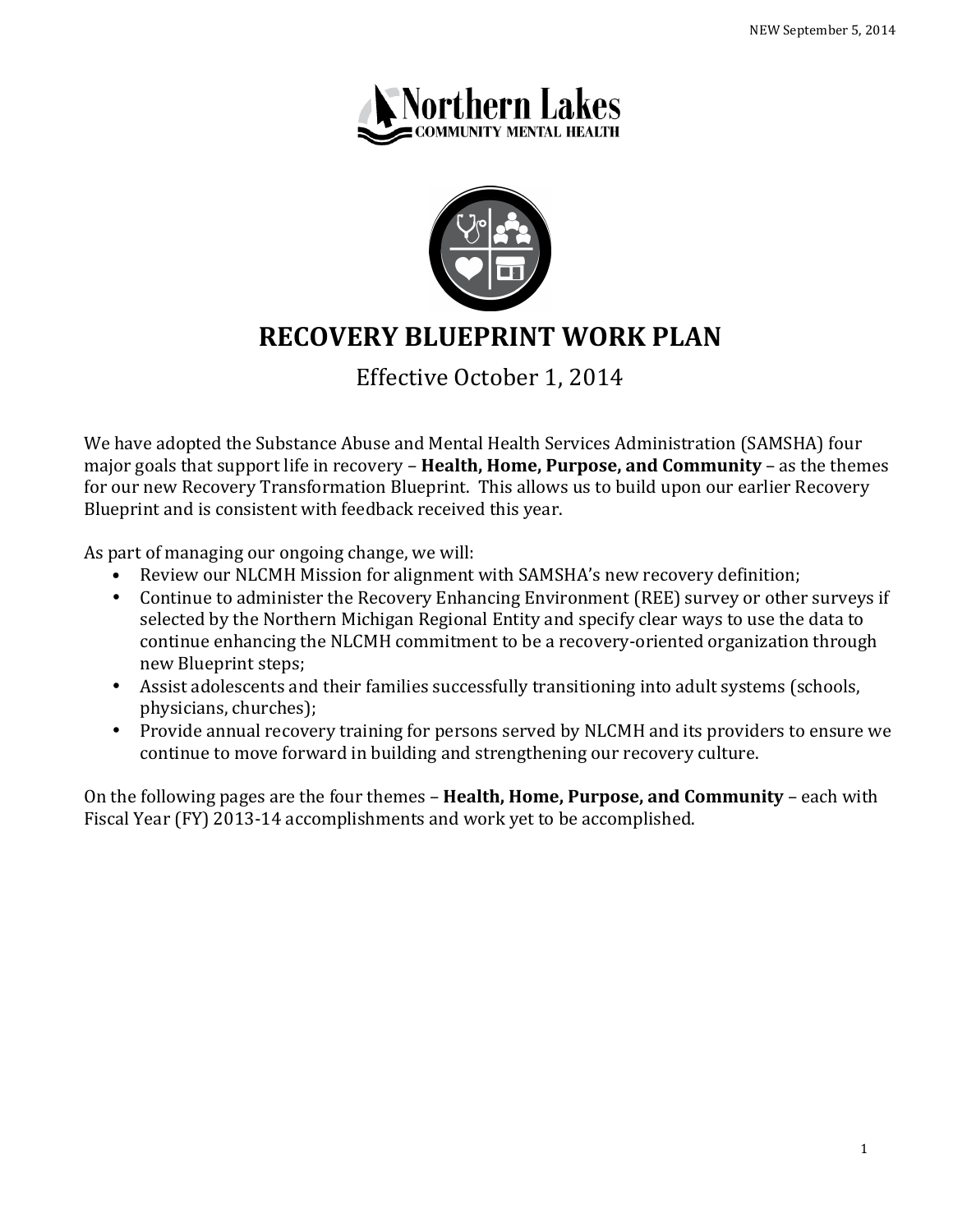NEW September 5, 2014

Northern Lakes
COMMUNITY MENTAL HEALTH

# RECOVERY BLUEPRINT WORK PLAN

Effective October 1, 2014

We have adopted the Substance Abuse and Mental Health Services Administration (SAMSHA) four major goals that support life in recovery – **Health, Home, Purpose, and Community** – as the themes for our new Recovery Transformation Blueprint. This allows us to build upon our earlier Recovery Blueprint and is consistent with feedback received this year.

As part of managing our ongoing change, we will:

- Review our NLCMH Mission for alignment with SAMSHA's new recovery definition;
- Continue to administer the Recovery Enhancing Environment (REE) survey or other surveys if selected by the Northern Michigan Regional Entity and specify clear ways to use the data to continue enhancing the NLCMH commitment to be a recovery-oriented organization through new Blueprint steps;
- Assist adolescents and their families successfully transitioning into adult systems (schools, physicians, churches);
- Provide annual recovery training for persons served by NLCMH and its providers to ensure we continue to move forward in building and strengthening our recovery culture.

On the following pages are the four themes – **Health, Home, Purpose, and Community** – each with Fiscal Year (FY) 2013-14 accomplishments and work yet to be accomplished.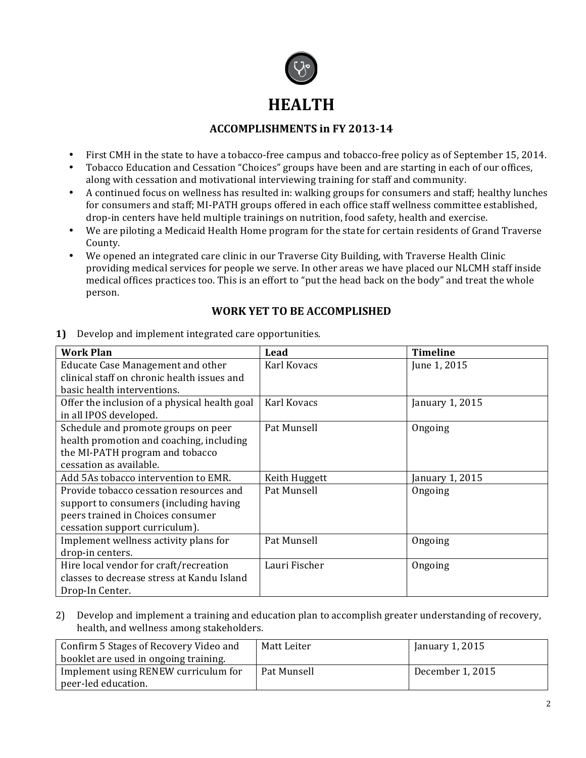# HEALTH

## ACCOMPLISHMENTS in FY 2013-14

- First CMH in the state to have a tobacco-free campus and tobacco-free policy as of September 15, 2014.
- Tobacco Education and Cessation "Choices" groups have been and are starting in each of our offices, along with cessation and motivational interviewing training for staff and community.
- A continued focus on wellness has resulted in: walking groups for consumers and staff; healthy lunches for consumers and staff; MI-PATH groups offered in each office staff wellness committee established, drop-in centers have held multiple trainings on nutrition, food safety, health and exercise.
- We are piloting a Medicaid Health Home program for the state for certain residents of Grand Traverse County.
- We opened an integrated care clinic in our Traverse City Building, with Traverse Health Clinic providing medical services for people we serve. In other areas we have placed our NLCMH staff inside medical offices practices too. This is an effort to "put the head back on the body" and treat the whole person.

## WORK YET TO BE ACCOMPLISHED

**1)** Develop and implement integrated care opportunities.

| Work Plan | Lead | Timeline |
|---|---|---|
| Educate Case Management and other clinical staff on chronic health issues and basic health interventions. | Karl Kovacs | June 1, 2015 |
| Offer the inclusion of a physical health goal in all IPOS developed. | Karl Kovacs | January 1, 2015 |
| Schedule and promote groups on peer health promotion and coaching, including the MI-PATH program and tobacco cessation as available. | Pat Munsell | Ongoing |
| Add 5As tobacco intervention to EMR. | Keith Huggett | January 1, 2015 |
| Provide tobacco cessation resources and support to consumers (including having peers trained in Choices consumer cessation support curriculum). | Pat Munsell | Ongoing |
| Implement wellness activity plans for drop-in centers. | Pat Munsell | Ongoing |
| Hire local vendor for craft/recreation classes to decrease stress at Kandu Island Drop-In Center. | Lauri Fischer | Ongoing |

2) Develop and implement a training and education plan to accomplish greater understanding of recovery, health, and wellness among stakeholders.

| | | |
|---|---|---|
| Confirm 5 Stages of Recovery Video and booklet are used in ongoing training. | Matt Leiter | January 1, 2015 |
| Implement using RENEW curriculum for peer-led education. | Pat Munsell | December 1, 2015 |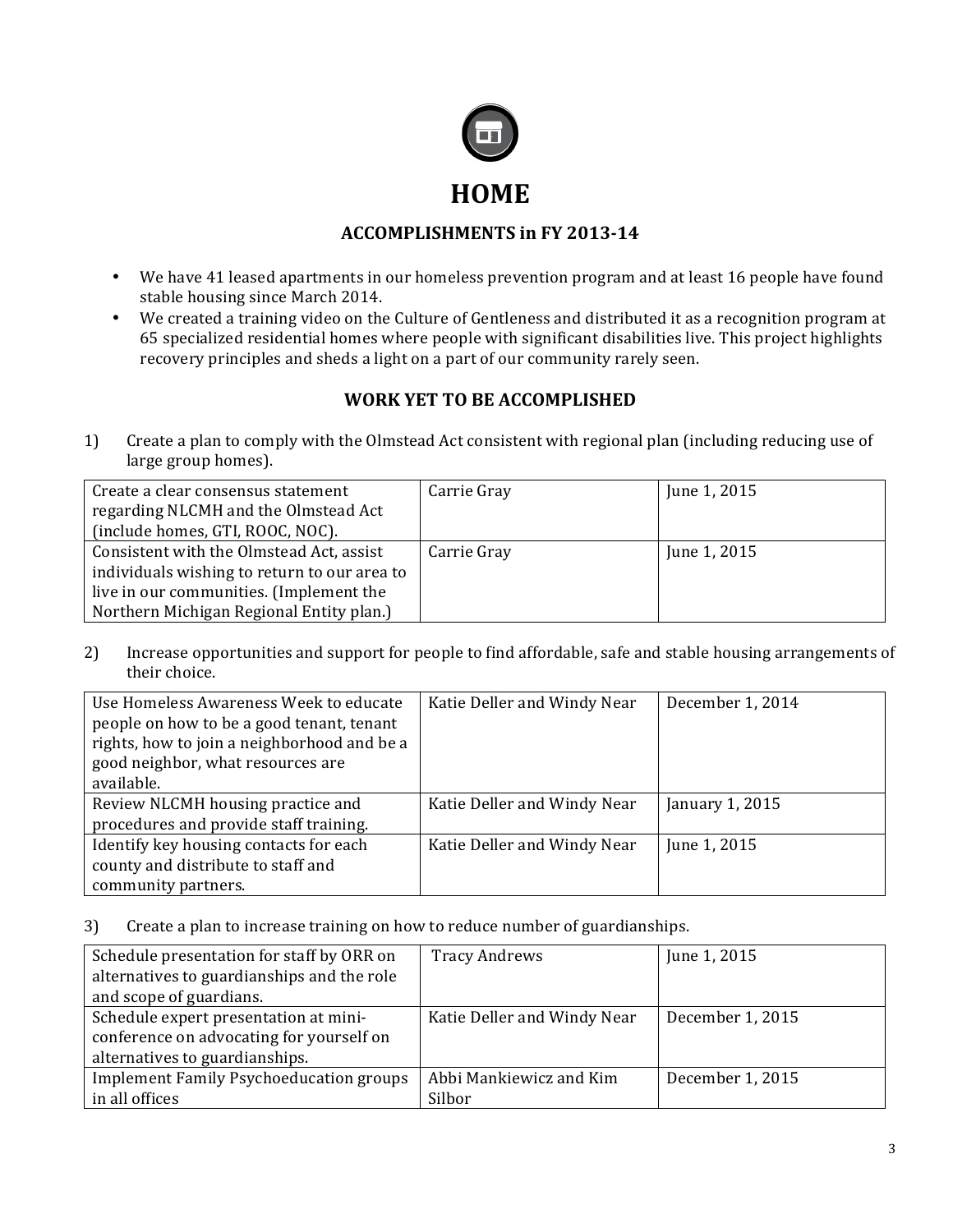# HOME

## ACCOMPLISHMENTS in FY 2013-14

- We have 41 leased apartments in our homeless prevention program and at least 16 people have found stable housing since March 2014.
- We created a training video on the Culture of Gentleness and distributed it as a recognition program at 65 specialized residential homes where people with significant disabilities live. This project highlights recovery principles and sheds a light on a part of our community rarely seen.

## WORK YET TO BE ACCOMPLISHED

1) Create a plan to comply with the Olmstead Act consistent with regional plan (including reducing use of large group homes).

| | | |
|---|---|---|
| Create a clear consensus statement regarding NLCMH and the Olmstead Act (include homes, GTI, ROOC, NOC). | Carrie Gray | June 1, 2015 |
| Consistent with the Olmstead Act, assist individuals wishing to return to our area to live in our communities. (Implement the Northern Michigan Regional Entity plan.) | Carrie Gray | June 1, 2015 |

2) Increase opportunities and support for people to find affordable, safe and stable housing arrangements of their choice.

| | | |
|---|---|---|
| Use Homeless Awareness Week to educate people on how to be a good tenant, tenant rights, how to join a neighborhood and be a good neighbor, what resources are available. | Katie Deller and Windy Near | December 1, 2014 |
| Review NLCMH housing practice and procedures and provide staff training. | Katie Deller and Windy Near | January 1, 2015 |
| Identify key housing contacts for each county and distribute to staff and community partners. | Katie Deller and Windy Near | June 1, 2015 |

3) Create a plan to increase training on how to reduce number of guardianships.

| | | |
|---|---|---|
| Schedule presentation for staff by ORR on alternatives to guardianships and the role and scope of guardians. | Tracy Andrews | June 1, 2015 |
| Schedule expert presentation at mini-conference on advocating for yourself on alternatives to guardianships. | Katie Deller and Windy Near | December 1, 2015 |
| Implement Family Psychoeducation groups in all offices | Abbi Mankiewicz and Kim Silbor | December 1, 2015 |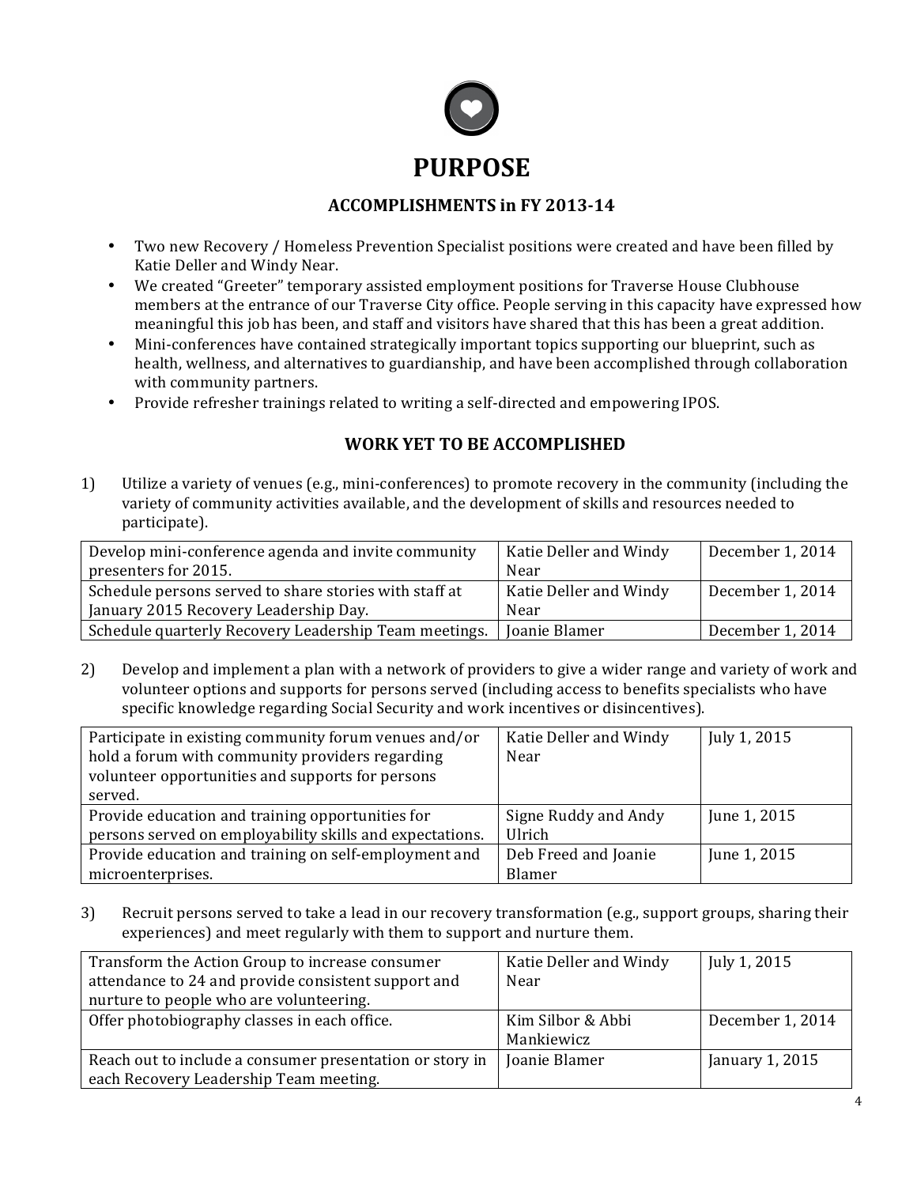# PURPOSE

## ACCOMPLISHMENTS in FY 2013-14

- Two new Recovery / Homeless Prevention Specialist positions were created and have been filled by Katie Deller and Windy Near.
- We created "Greeter" temporary assisted employment positions for Traverse House Clubhouse members at the entrance of our Traverse City office. People serving in this capacity have expressed how meaningful this job has been, and staff and visitors have shared that this has been a great addition.
- Mini-conferences have contained strategically important topics supporting our blueprint, such as health, wellness, and alternatives to guardianship, and have been accomplished through collaboration with community partners.
- Provide refresher trainings related to writing a self-directed and empowering IPOS.

## WORK YET TO BE ACCOMPLISHED

1) Utilize a variety of venues (e.g., mini-conferences) to promote recovery in the community (including the variety of community activities available, and the development of skills and resources needed to participate).

| | | |
|---|---|---|
| Develop mini-conference agenda and invite community presenters for 2015. | Katie Deller and Windy Near | December 1, 2014 |
| Schedule persons served to share stories with staff at January 2015 Recovery Leadership Day. | Katie Deller and Windy Near | December 1, 2014 |
| Schedule quarterly Recovery Leadership Team meetings. | Joanie Blamer | December 1, 2014 |

2) Develop and implement a plan with a network of providers to give a wider range and variety of work and volunteer options and supports for persons served (including access to benefits specialists who have specific knowledge regarding Social Security and work incentives or disincentives).

| | | |
|---|---|---|
| Participate in existing community forum venues and/or hold a forum with community providers regarding volunteer opportunities and supports for persons served. | Katie Deller and Windy Near | July 1, 2015 |
| Provide education and training opportunities for persons served on employability skills and expectations. | Signe Ruddy and Andy Ulrich | June 1, 2015 |
| Provide education and training on self-employment and microenterprises. | Deb Freed and Joanie Blamer | June 1, 2015 |

3) Recruit persons served to take a lead in our recovery transformation (e.g., support groups, sharing their experiences) and meet regularly with them to support and nurture them.

| | | |
|---|---|---|
| Transform the Action Group to increase consumer attendance to 24 and provide consistent support and nurture to people who are volunteering. | Katie Deller and Windy Near | July 1, 2015 |
| Offer photobiography classes in each office. | Kim Silbor & Abbi Mankiewicz | December 1, 2014 |
| Reach out to include a consumer presentation or story in each Recovery Leadership Team meeting. | Joanie Blamer | January 1, 2015 |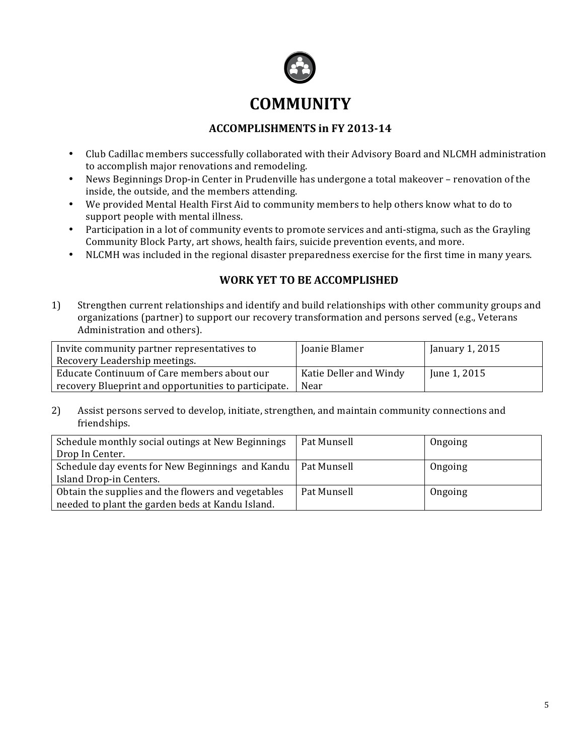# COMMUNITY

## ACCOMPLISHMENTS in FY 2013-14

- Club Cadillac members successfully collaborated with their Advisory Board and NLCMH administration to accomplish major renovations and remodeling.
- News Beginnings Drop-in Center in Prudenville has undergone a total makeover – renovation of the inside, the outside, and the members attending.
- We provided Mental Health First Aid to community members to help others know what to do to support people with mental illness.
- Participation in a lot of community events to promote services and anti-stigma, such as the Grayling Community Block Party, art shows, health fairs, suicide prevention events, and more.
- NLCMH was included in the regional disaster preparedness exercise for the first time in many years.

## WORK YET TO BE ACCOMPLISHED

1) Strengthen current relationships and identify and build relationships with other community groups and organizations (partner) to support our recovery transformation and persons served (e.g., Veterans Administration and others).

| | | |
|---|---|---|
| Invite community partner representatives to Recovery Leadership meetings. | Joanie Blamer | January 1, 2015 |
| Educate Continuum of Care members about our recovery Blueprint and opportunities to participate. | Katie Deller and Windy Near | June 1, 2015 |

2) Assist persons served to develop, initiate, strengthen, and maintain community connections and friendships.

| | | |
|---|---|---|
| Schedule monthly social outings at New Beginnings Drop In Center. | Pat Munsell | Ongoing |
| Schedule day events for New Beginnings and Kandu Island Drop-in Centers. | Pat Munsell | Ongoing |
| Obtain the supplies and the flowers and vegetables needed to plant the garden beds at Kandu Island. | Pat Munsell | Ongoing |